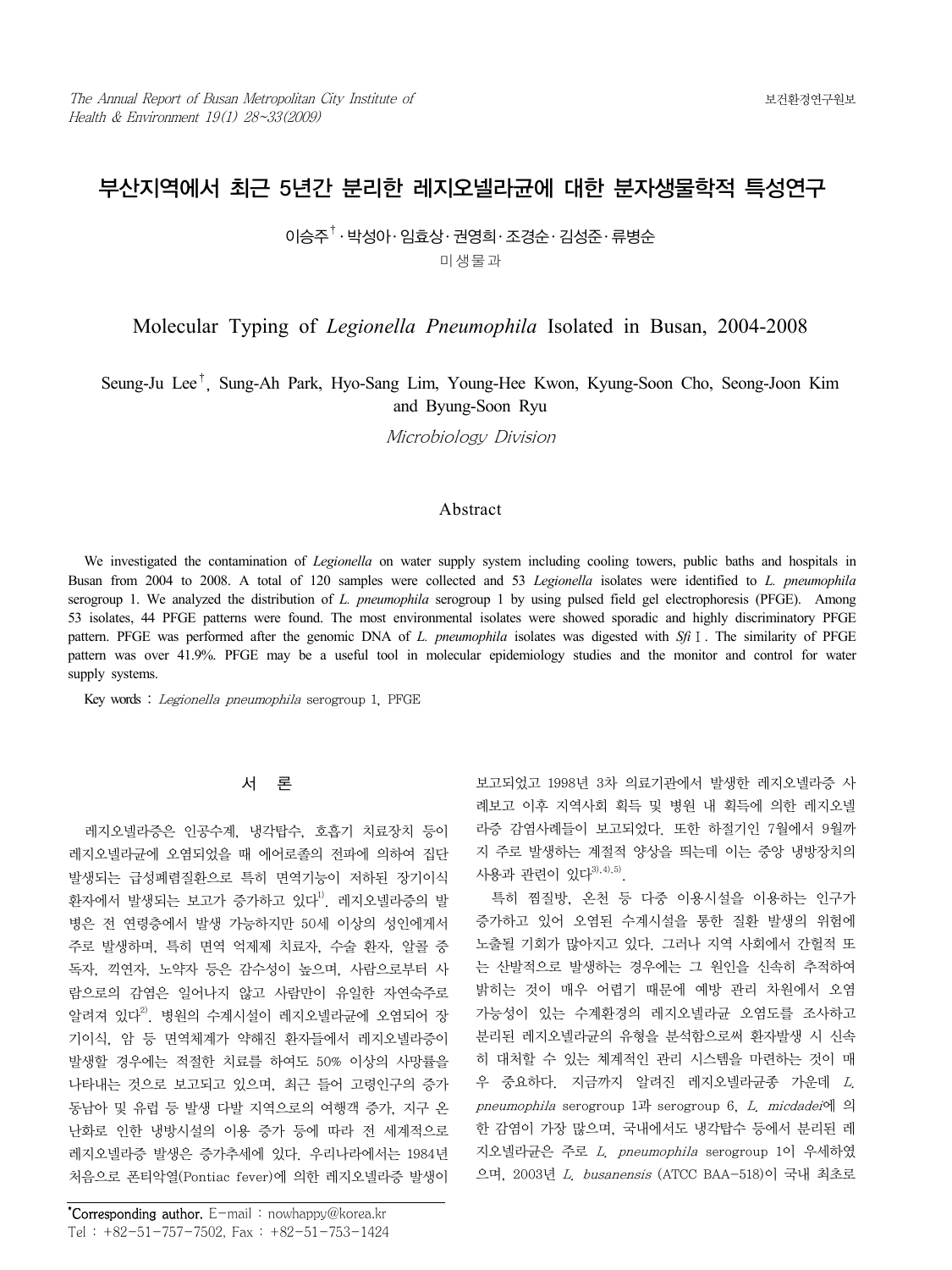# 부산지역에서 최근 5년간 분리한 레지오넬라균에 대한 분자생물학적 특성연구

이승주[†] · 박성아 · 임효상 · 권영희 · 조경순 · 김성준 · 류병순

미생물과

# Molecular Typing of *Legionella Pneumophila* Isolated in Busan, 2004-2008

Seung-Ju Lee[†], Sung-Ah Park, Hyo-Sang Lim, Young-Hee Kwon, Kyung-Soon Cho, Seong-Joon Kim and Byung-Soon Ryu

*Microbiology Division*

## Abstract

We investigated the contamination of *Legionella* on water supply system including cooling towers, public baths and hospitals in Busan from 2004 to 2008. A total of 120 samples were collected and 53 *Legionella* isolates were identified to *L. pneumophila* serogroup 1. We analyzed the distribution of *L. pneumophila* serogroup 1 by using pulsed field gel electrophoresis (PFGE). Among 53 isolates, 44 PFGE patterns were found. The most environmental isolates were showed sporadic and highly discriminatory PFGE pattern. PFGE was performed after the genomic DNA of *L. pneumophila* isolates was digested with *Sfi* I. The similarity of PFGE pattern was over 41.9%. PFGE may be a useful tool in molecular epidemiology studies and the monitor and control for water supply systems.

Key words : *Legionella pneumophila* serogroup 1, PFGE

## 서 론

레지오넬라증은 인공수계, 냉각탑수, 호흡기 치료장치 등이 레지오넬라균에 오염되었을 때 에어로졸의 전파에 의하여 집단 발생되는 급성폐렴질환으로 특히 면역기능이 저하된 장기이식 환자에서 발생되는 보고가 증가하고 있다[1]. 레지오넬라증의 발병은 전 연령층에서 발생 가능하지만 50세 이상의 성인에게서 주로 발생하며, 특히 면역 억제제 치료자, 수술 환자, 알콜 중독자, 끽연자, 노약자 등은 감수성이 높으며, 사람으로부터 사람으로의 감염은 일어나지 않고 사람만이 유일한 자연숙주로 알려져 있다[2]. 병원의 수계시설이 레지오넬라균에 오염되어 장기이식, 암 등 면역체계가 약해진 환자들에서 레지오넬라증이 발생할 경우에는 적절한 치료를 하여도 50% 이상의 사망률을 나타내는 것으로 보고되고 있으며, 최근 들어 고령인구의 증가 동남아 및 유럽 등 발생 다발 지역으로의 여행객 증가, 지구 온난화로 인한 냉방시설의 이용 증가 등에 따라 전 세계적으로 레지오넬라증 발생은 증가추세에 있다. 우리나라에서는 1984년 처음으로 폰티악열(Pontiac fever)에 의한 레지오넬라증 발생이 보고되었고 1998년 3차 의료기관에서 발생한 레지오넬라증 사례보고 이후 지역사회 획득 및 병원 내 획득에 의한 레지오넬라증 감염사례들이 보고되었다. 또한 하절기인 7월에서 9월까지 주로 발생하는 계절적 양상을 띄는데 이는 중앙 냉방장치의 사용과 관련이 있다[3,4,5].

특히 찜질방, 온천 등 다중 이용시설을 이용하는 인구가 증가하고 있어 오염된 수계시설을 통한 질환 발생의 위험에 노출될 기회가 많아지고 있다. 그러나 지역 사회에서 간헐적 또는 산발적으로 발생하는 경우에는 그 원인을 신속히 추적하여 밝히는 것이 매우 어렵기 때문에 예방 관리 차원에서 오염 가능성이 있는 수계환경의 레지오넬라균 오염도를 조사하고 분리된 레지오넬라균의 유형을 분석함으로써 환자발생 시 신속히 대처할 수 있는 체계적인 관리 시스템을 마련하는 것이 매우 중요하다. 지금까지 알려진 레지오넬라균종 가운데 *L. pneumophila* serogroup 1과 serogroup 6, *L. micdadei*에 의한 감염이 가장 많으며, 국내에서도 냉각탑수 등에서 분리된 레지오넬라균은 주로 *L. pneumophila* serogroup 1이 우세하였으며, 2003년 *L. busanensis* (ATCC BAA-518)이 국내 최초로

---

[†]Corresponding author. E-mail : nowhappy@korea.kr
Tel : +82-51-757-7502, Fax : +82-51-753-1424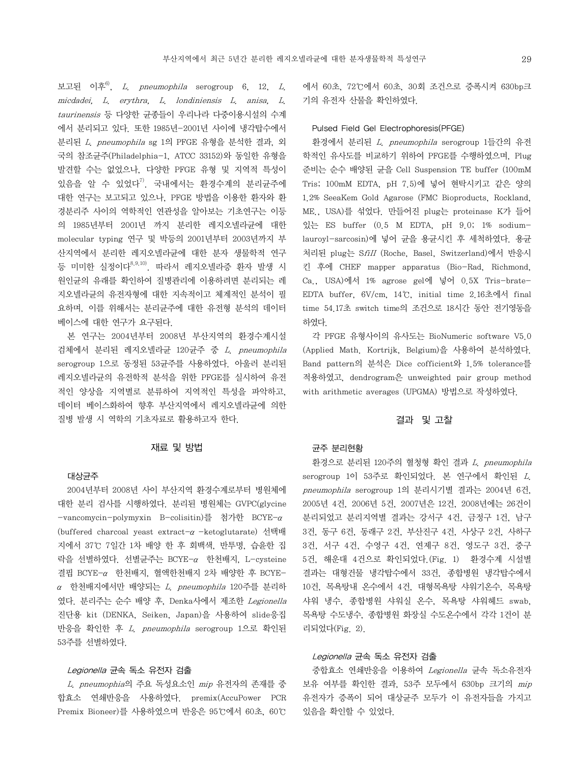보고된 이후[6], *L. pneumophila* serogroup 6, 12, *L. micdadei, L. erythra, L. londiniensis L. anisa, L. taurinensis* 등 다양한 균종들이 우리나라 다중이용시설의 수계에서 분리되고 있다. 또한 1985년-2001년 사이에 냉각탑수에서 분리된 *L. pneumophila* sg 1의 PFGE 유형을 분석한 결과, 외국의 참조균주(Philadelphia-1, ATCC 33152)와 동일한 유형을 발견할 수는 없었으나, 다양한 PFGE 유형 및 지역적 특성이 있음을 알 수 있었다[7]. 국내에서는 환경수계의 분리균주에 대한 연구는 보고되고 있으나, PFGE 방법을 이용한 환자와 환경분리주 사이의 역학적인 연관성을 알아보는 기초연구는 이등의 1985년부터 2001년 까지 분리한 레지오넬라균에 대한 molecular typing 연구 및 박등의 2001년부터 2003년까지 부산지역에서 분리한 레지오넬라균에 대한 분자 생물학적 연구 등 미미한 실정이다[8,9,10]. 따라서 레지오넬라증 환자 발생 시 원인균의 유래를 확인하여 질병관리에 이용하려면 분리되는 레지오넬라균의 유전자형에 대한 지속적이고 체계적인 분석이 필요하며, 이를 위해서는 분리균주에 대한 유전형 분석의 데이터베이스에 대한 연구가 요구된다.

본 연구는 2004년부터 2008년 부산지역의 환경수계시설 검체에서 분리된 레지오넬라균 120균주 중 *L. pneumophila* serogroup 1으로 동정된 53균주를 사용하였다. 아울러 분리된 레지오넬라균의 유전학적 분석을 위한 PFGE를 실시하여 유전적인 양상을 지역별로 분류하여 지역적인 특성을 파악하고, 데이터 베이스화하여 향후 부산지역에서 레지오넬라균에 의한 질병 발생 시 역학의 기초자료로 활용하고자 한다.

## 재료 및 방법

### 대상균주

2004년부터 2008년 사이 부산지역 환경수계로부터 병원체에 대한 분리 검사를 시행하였다. 분리된 병원체는 GVPC(glycine-vancomycin-polymyxin B-colisitin)를 첨가한 BCYE-$\alpha$ (buffered charcoal yeast extract-$\alpha$ -ketoglutarate) 선택배지에서 37℃ 7일간 1차 배양 한 후 회백색, 반투명, 습윤한 집락을 선별하였다. 선별균주는 BCYE-$\alpha$ 한천배지, L-cysteine 결핍 BCYE-$\alpha$ 한천배지, 혈액한천배지 2차 배양한 후 BCYE-$\alpha$ 한천배지에서만 배양되는 *L. pneumophila* 120주를 분리하였다. 분리주는 순수 배양 후, Denka사에서 제조한 *Legionella* 진단용 kit (DENKA, Seiken, Japan)을 사용하여 slide응집반응을 확인한 후 *L. pneumophila* serogroup 1으로 확인된 53주를 선별하였다.

### *Legionella* 균속 독소 유전자 검출

*L. pneumophia*의 주요 독성요소인 *mip* 유전자의 존재를 중합효소 연쇄반응을 사용하였다. premix(AccuPower PCR Premix Bioneer)를 사용하였으며 반응은 95℃에서 60초, 60℃에서 60초, 72℃에서 60초, 30회 조건으로 증폭시켜 630bp크기의 유전자 산물을 확인하였다.

### Pulsed Field Gel Electrophoresis(PFGE)

환경에서 분리된 *L. pneumophila* serogroup 1들간의 유전학적인 유사도를 비교하기 위하여 PFGE를 수행하였으며, Plug 준비는 순수 배양된 균을 Cell Suspension TE buffer (100mM Tris; 100mM EDTA, pH 7.5)에 넣어 현탁시키고 같은 양의 1.2% SeeaKem Gold Agarose (FMC Bioproducts, Rockland, ME., USA)를 섞었다. 만들어진 plug는 proteinase K가 들어있는 ES buffer (0.5 M EDTA, pH 9.0; 1% sodium-lauroyl-sarcosin)에 넣어 균을 용균시킨 후 세척하였다. 용균처리된 plug는 *SfiI* (Roche, Basel, Switzerland)에서 반응시킨 후에 CHEF mapper apparatus (Bio-Rad, Richmond, Ca., USA)에서 1% agrose gel에 넣어 0.5X Tris-brate-EDTA buffer, 6V/cm, 14℃, initial time 2.16초에서 final time 54.17초 switch time의 조건으로 18시간 동안 전기영동을 하였다.

각 PFGE 유형사이의 유사도는 BioNumeric software V5.0 (Applied Math. Kortrijk, Belgium)을 사용하여 분석하였다. Band pattern의 분석은 Dice cofficient와 1.5% tolerance를 적용하였고, dendrogram은 unweighted pair group method with arithmetic averages (UPGMA) 방법으로 작성하였다.

## 결과 및 고찰

### 균주 분리현황

환경으로 분리된 120주의 혈청형 확인 결과 *L. pneumophila* serogroup 1이 53주로 확인되었다. 본 연구에서 확인된 *L. pneumophila* serogroup 1의 분리시기별 결과는 2004년 6건, 2005년 4건, 2006년 5건, 2007년은 12건, 2008년에는 26건이 분리되었고 분리지역별 결과는 강서구 4건, 금정구 1건, 남구 3건, 동구 6건, 동래구 2건, 부산진구 4건, 사상구 2건, 사하구 3건, 서구 4건, 수영구 4건, 연제구 8건, 영도구 3건, 중구 5건, 해운대 4건으로 확인되었다.(Fig. 1) 환경수계 시설별 결과는 대형건물 냉각탑수에서 33건, 종합병원 냉각탑수에서 10건, 목욕탕내 온수에서 4건, 대형목욕탕 샤워기온수, 목욕탕 샤워 냉수, 종합병원 샤워실 온수, 목욕탕 샤워헤드 swab, 목욕탕 수도냉수, 종합병원 화장실 수도온수에서 각각 1건이 분리되었다(Fig. 2).

### *Legionella* 균속 독소 유전자 검출

중합효소 연쇄반응을 이용하여 *Legionella* 균속 독소유전자 보유 여부를 확인한 결과, 53주 모두에서 630bp 크기의 *mip* 유전자가 증폭이 되어 대상균주 모두가 이 유전자들을 가지고 있음을 확인할 수 있었다.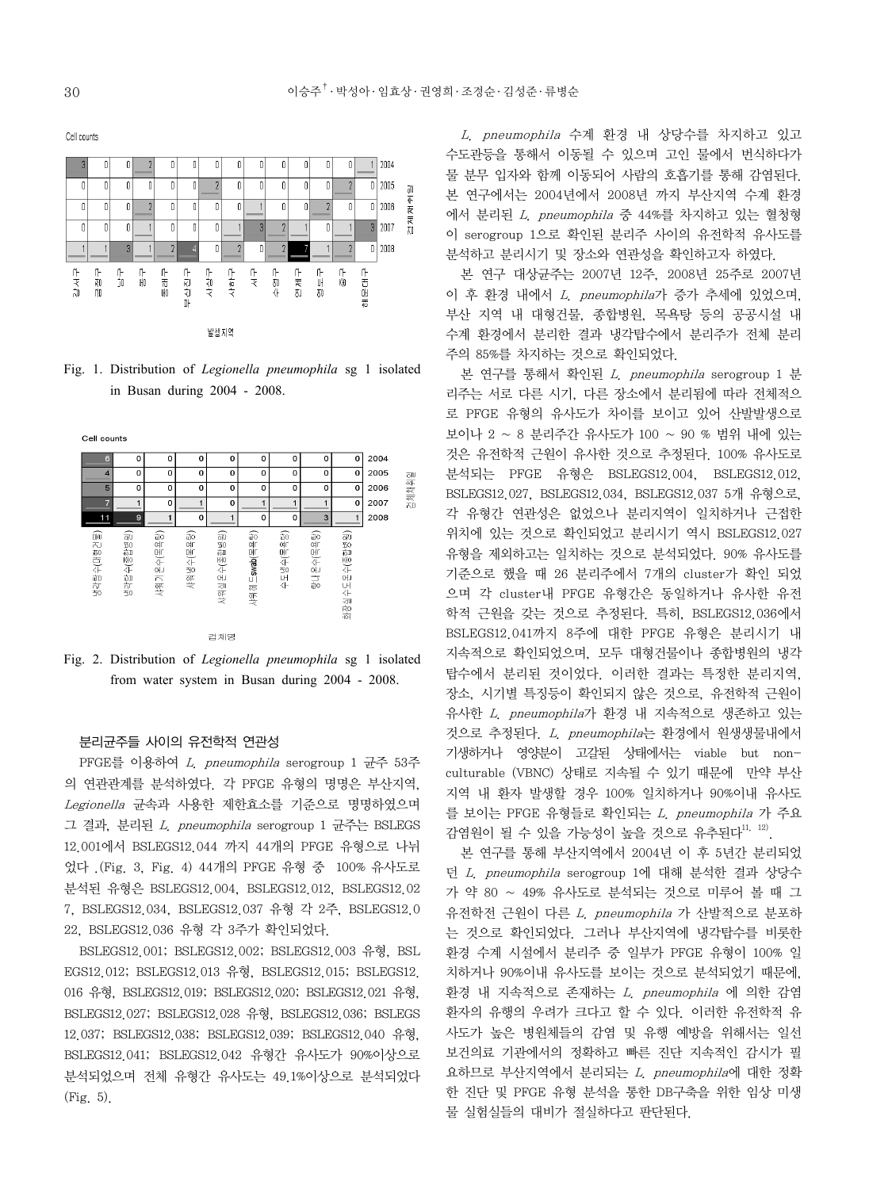Cell counts

| | 강서구 | 금정구 | 남구 | 동구 | 동래구 | 부산진구 | 북구 | 사상구 | 사하구 | 서구 | 수영구 | 연제구 | 영도구 | 중구 | 해운대구 |
|---|---|---|---|---|---|---|---|---|---|---|---|---|---|---|---|
| 2004 | 3 | 0 | 0 | 2 | 0 | 0 | 0 | 0 | 0 | 0 | 0 | 0 | 0 | 0 | 1 |
| 2005 | 0 | 0 | 0 | 0 | 0 | 0 | 2 | 0 | 0 | 0 | 0 | 0 | 0 | 2 | 0 |
| 2006 | 0 | 0 | 0 | 2 | 0 | 0 | 0 | 0 | 0 | 1 | 0 | 0 | 2 | 0 | 0 |
| 2007 | 0 | 0 | 0 | 1 | 0 | 0 | 0 | 0 | 1 | 3 | 2 | 1 | 0 | 1 | 3 |
| 2008 | 1 | 1 | 3 | 1 | 2 | 4 | 0 | 2 | 0 | 2 | 7 | 1 | 2 | 0 | 0 |

(세로축: 검체채취일, 가로축: 발생지역)

Fig. 1. Distribution of *Legionella pneumophila* sg 1 isolated in Busan during 2004 - 2008.

Cell counts

| | 냉각탑수(대형건물) | 냉각탑수(종합병원) | 샤워기온수(목욕탕) | 샤워냉수(목욕탕) | 샤워실온수(종합병원) | 샤워헤드swab(목욕탕) | 수도냉수(목욕탕) | 탕내온수(목욕탕) | 화장실수도온수(종합병원) |
|---|---|---|---|---|---|---|---|---|---|
| 2004 | 6 | 0 | 0 | 0 | 0 | 0 | 0 | 0 | 0 |
| 2005 | 4 | 0 | 0 | 0 | 0 | 0 | 0 | 0 | 0 |
| 2006 | 5 | 0 | 0 | 0 | 0 | 0 | 0 | 0 | 0 |
| 2007 | 7 | 1 | 0 | 1 | 0 | 1 | 1 | 1 | 0 |
| 2008 | 11 | 9 | 1 | 0 | 1 | 0 | 0 | 3 | 1 |

(세로축: 검체채취일, 가로축: 검체명)

Fig. 2. Distribution of *Legionella pneumophila* sg 1 isolated from water system in Busan during 2004 - 2008.

### 분리균주들 사이의 유전학적 연관성

PFGE를 이용하여 *L. pneumophila* serogroup 1 균주 53주의 연관관계를 분석하였다. 각 PFGE 유형의 명명은 부산지역, *Legionella* 균속과 사용한 제한효소를 기준으로 명명하였으며 그 결과, 분리된 *L. pneumophila* serogroup 1 균주는 BSLEGS12.001에서 BSLEGS12.044 까지 44개의 PFGE 유형으로 나눠었다 .(Fig. 3, Fig. 4) 44개의 PFGE 유형 중  100% 유사도로 분석된 유형은 BSLEGS12.004, BSLEGS12.012, BSLEGS12.027, BSLEGS12.034, BSLEGS12.037 유형 각 2주, BSLEGS12.022, BSLEGS12.036 유형 각 3주가 확인되었다.

BSLEGS12.001; BSLEGS12.002; BSLEGS12.003 유형, BSLEGS12.012; BSLEGS12.013 유형, BSLEGS12.015; BSLEGS12.016 유형, BSLEGS12.019; BSLEGS12.020; BSLEGS12.021 유형, BSLEGS12.027; BSLEGS12.028 유형, BSLEGS12.036; BSLEGS12.037; BSLEGS12.038; BSLEGS12.039; BSLEGS12.040 유형, BSLEGS12.041; BSLEGS12.042 유형간 유사도가 90%이상으로 분석되었으며 전체 유형간 유사도는 49.1%이상으로 분석되었다 (Fig. 5).

*L. pneumophila* 수계 환경 내 상당수를 차지하고 있고 수도관등을 통해서 이동될 수 있으며 고인 물에서 번식하다가 물 분무 입자와 함께 이동되어 사람의 호흡기를 통해 감염된다. 본 연구에서는 2004년에서 2008년 까지 부산지역 수계 환경에서 분리된 *L. pneumophila* 중 44%를 차지하고 있는 혈청형이 serogroup 1으로 확인된 분리주 사이의 유전학적 유사도를 분석하고 분리시기 및 장소와 연관성을 확인하고자 하였다.

본 연구 대상균주는 2007년 12주, 2008년 25주로 2007년 이 후 환경 내에서 *L. pneumophila*가 증가 추세에 있었으며, 부산 지역 내 대형건물, 종합병원, 목욕탕 등의 공공시설 내 수계 환경에서 분리한 결과 냉각탑수에서 분리주가 전체 분리주의 85%를 차지하는 것으로 확인되었다.

본 연구를 통해서 확인된 *L. pneumophila* serogroup 1 분리주는 서로 다른 시기, 다른 장소에서 분리됨에 따라 전체적으로 PFGE 유형의 유사도가 차이를 보이고 있어 산발발생으로 보이나 2 ~ 8 분리주간 유사도가 100 ~ 90 % 범위 내에 있는 것은 유전학적 근원이 유사한 것으로 추정된다. 100% 유사도로 분석되는 PFGE 유형은 BSLEGS12.004, BSLEGS12.012, BSLEGS12.027, BSLEGS12.034, BSLEGS12.037 5개 유형으로, 각 유형간 연관성은 없었으나 분리지역이 일치하거나 근접한 위치에 있는 것으로 확인되었고 분리시기 역시 BSLEGS12.027 유형을 제외하고는 일치하는 것으로 분석되었다. 90% 유사도를 기준으로 했을 때 26 분리주에서 7개의 cluster가 확인 되었으며 각 cluster내 PFGE 유형간은 동일하거나 유사한 유전학적 근원을 갖는 것으로 추정된다. 특히, BSLEGS12.036에서 BSLEGS12.041까지 8주에 대한 PFGE 유형은 분리시기 내 지속적으로 확인되었으며, 모두 대형건물이나 종합병원의 냉각탑수에서 분리된 것이었다. 이러한 결과는 특정한 분리지역, 장소, 시기별 특징등이 확인되지 않은 것으로, 유전학적 근원이 유사한 *L. pneumophila*가 환경 내 지속적으로 생존하고 있는 것으로 추정된다. *L. pneumophila*는 환경에서 원생생물내에서 기생하거나 영양분이 고갈된 상태에서는 viable but non-culturable (VBNC) 상태로 지속될 수 있기 때문에  만약 부산 지역 내 환자 발생할 경우 100% 일치하거나 90%이내 유사도를 보이는 PFGE 유형들로 확인되는 *L. pneumophila* 가 주요 감염원이 될 수 있을 가능성이 높을 것으로 유추된다[11, 12].

본 연구를 통해 부산지역에서 2004년 이 후 5년간 분리되었던 *L. pneumophila* serogroup 1에 대해 분석한 결과 상당수가 약 80 ~ 49% 유사도로 분석되는 것으로 미루어 볼 때 그 유전학전 근원이 다른 *L. pneumophila* 가 산발적으로 분포하는 것으로 확인되었다. 그러나 부산지역에 냉각탑수를 비롯한 환경 수계 시설에서 분리주 중 일부가 PFGE 유형이 100% 일치하거나 90%이내 유사도를 보이는 것으로 분석되었기 때문에, 환경 내 지속적으로 존재하는 *L. pneumophila* 에 의한 감염환자의 유행의 우려가 크다고 할 수 있다. 이러한 유전학적 유사도가 높은 병원체들의 감염 및 유행 예방을 위해서는 일선 보건의료 기관에서의 정확하고 빠른 진단 지속적인 감시가 필요하므로 부산지역에서 분리되는 *L. pneumophila*에 대한 정확한 진단 및 PFGE 유형 분석을 통한 DB구축을 위한 임상 미생물 실험실들의 대비가 절실하다고 판단된다.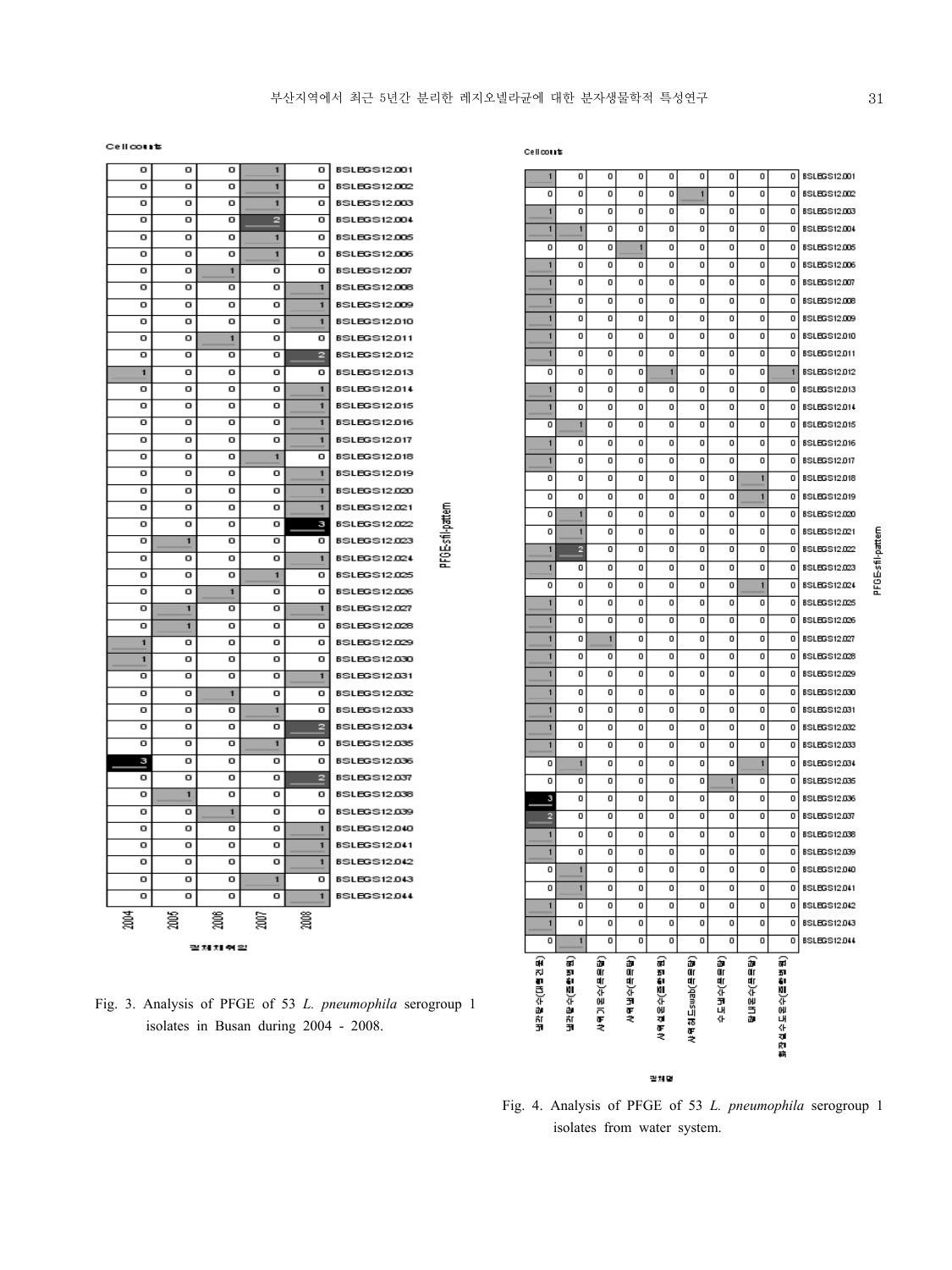Cellcounts

| PFGE-sfiI-pattern | 2004 | 2005 | 2006 | 2007 | 2008 |
|---|---|---|---|---|---|
| BSLEGS12.001 | 0 | 0 | 0 | 1 | 0 |
| BSLEGS12.002 | 0 | 0 | 0 | 1 | 0 |
| BSLEGS12.003 | 0 | 0 | 0 | 1 | 0 |
| BSLEGS12.004 | 0 | 0 | 0 | 2 | 0 |
| BSLEGS12.005 | 0 | 0 | 0 | 1 | 0 |
| BSLEGS12.006 | 0 | 0 | 0 | 1 | 0 |
| BSLEGS12.007 | 0 | 0 | 1 | 0 | 0 |
| BSLEGS12.008 | 0 | 0 | 0 | 0 | 1 |
| BSLEGS12.009 | 0 | 0 | 0 | 0 | 1 |
| BSLEGS12.010 | 0 | 0 | 0 | 0 | 1 |
| BSLEGS12.011 | 0 | 0 | 1 | 0 | 0 |
| BSLEGS12.012 | 0 | 0 | 0 | 0 | 2 |
| BSLEGS12.013 | 1 | 0 | 0 | 0 | 0 |
| BSLEGS12.014 | 0 | 0 | 0 | 0 | 1 |
| BSLEGS12.015 | 0 | 0 | 0 | 0 | 1 |
| BSLEGS12.016 | 0 | 0 | 0 | 0 | 1 |
| BSLEGS12.017 | 0 | 0 | 0 | 0 | 1 |
| BSLEGS12.018 | 0 | 0 | 0 | 1 | 0 |
| BSLEGS12.019 | 0 | 0 | 0 | 0 | 1 |
| BSLEGS12.020 | 0 | 0 | 0 | 0 | 1 |
| BSLEGS12.021 | 0 | 0 | 0 | 0 | 1 |
| BSLEGS12.022 | 0 | 0 | 0 | 0 | 3 |
| BSLEGS12.023 | 0 | 1 | 0 | 0 | 0 |
| BSLEGS12.024 | 0 | 0 | 0 | 0 | 1 |
| BSLEGS12.025 | 0 | 0 | 0 | 1 | 0 |
| BSLEGS12.026 | 0 | 0 | 1 | 0 | 0 |
| BSLEGS12.027 | 0 | 1 | 0 | 0 | 1 |
| BSLEGS12.028 | 0 | 1 | 0 | 0 | 0 |
| BSLEGS12.029 | 1 | 0 | 0 | 0 | 0 |
| BSLEGS12.030 | 1 | 0 | 0 | 0 | 0 |
| BSLEGS12.031 | 0 | 0 | 0 | 0 | 1 |
| BSLEGS12.032 | 0 | 0 | 1 | 0 | 0 |
| BSLEGS12.033 | 0 | 0 | 0 | 1 | 0 |
| BSLEGS12.034 | 0 | 0 | 0 | 0 | 2 |
| BSLEGS12.035 | 0 | 0 | 0 | 1 | 0 |
| BSLEGS12.036 | 3 | 0 | 0 | 0 | 0 |
| BSLEGS12.037 | 0 | 0 | 0 | 0 | 2 |
| BSLEGS12.038 | 0 | 1 | 0 | 0 | 0 |
| BSLEGS12.039 | 0 | 0 | 1 | 0 | 0 |
| BSLEGS12.040 | 0 | 0 | 0 | 0 | 1 |
| BSLEGS12.041 | 0 | 0 | 0 | 0 | 1 |
| BSLEGS12.042 | 0 | 0 | 0 | 0 | 1 |
| BSLEGS12.043 | 0 | 0 | 0 | 1 | 0 |
| BSLEGS12.044 | 0 | 0 | 0 | 0 | 1 |

검체채취연

Fig. 3. Analysis of PFGE of 53 *L. pneumophila* serogroup 1 isolates in Busan during 2004 - 2008.

Cellcounts

| PFGE-sfiI-pattern | 냉각탑수(대형건물) | 냉각탑수(종합병원) | 샤워기온수(목욕탕) | 샤워냉수(목욕탕) | 샤워실온수(종합병원) | 샤워헤드swab(목욕탕) | 수도냉수(목욕탕) | 탕내온수(목욕탕) | 화장실수도온수(종합병원) |
|---|---|---|---|---|---|---|---|---|---|
| BSLEGS12.001 | 1 | 0 | 0 | 0 | 0 | 0 | 0 | 0 | 0 |
| BSLEGS12.002 | 0 | 0 | 0 | 0 | 0 | 1 | 0 | 0 | 0 |
| BSLEGS12.003 | 1 | 0 | 0 | 0 | 0 | 0 | 0 | 0 | 0 |
| BSLEGS12.004 | 1 | 1 | 0 | 0 | 0 | 0 | 0 | 0 | 0 |
| BSLEGS12.005 | 0 | 0 | 0 | 1 | 0 | 0 | 0 | 0 | 0 |
| BSLEGS12.006 | 1 | 0 | 0 | 0 | 0 | 0 | 0 | 0 | 0 |
| BSLEGS12.007 | 1 | 0 | 0 | 0 | 0 | 0 | 0 | 0 | 0 |
| BSLEGS12.008 | 1 | 0 | 0 | 0 | 0 | 0 | 0 | 0 | 0 |
| BSLEGS12.009 | 1 | 0 | 0 | 0 | 0 | 0 | 0 | 0 | 0 |
| BSLEGS12.010 | 1 | 0 | 0 | 0 | 0 | 0 | 0 | 0 | 0 |
| BSLEGS12.011 | 1 | 0 | 0 | 0 | 0 | 0 | 0 | 0 | 0 |
| BSLEGS12.012 | 0 | 0 | 0 | 0 | 1 | 0 | 0 | 0 | 1 |
| BSLEGS12.013 | 1 | 0 | 0 | 0 | 0 | 0 | 0 | 0 | 0 |
| BSLEGS12.014 | 1 | 0 | 0 | 0 | 0 | 0 | 0 | 0 | 0 |
| BSLEGS12.015 | 0 | 1 | 0 | 0 | 0 | 0 | 0 | 0 | 0 |
| BSLEGS12.016 | 1 | 0 | 0 | 0 | 0 | 0 | 0 | 0 | 0 |
| BSLEGS12.017 | 1 | 0 | 0 | 0 | 0 | 0 | 0 | 0 | 0 |
| BSLEGS12.018 | 0 | 0 | 0 | 0 | 0 | 0 | 0 | 1 | 0 |
| BSLEGS12.019 | 0 | 0 | 0 | 0 | 0 | 0 | 0 | 1 | 0 |
| BSLEGS12.020 | 0 | 1 | 0 | 0 | 0 | 0 | 0 | 0 | 0 |
| BSLEGS12.021 | 0 | 1 | 0 | 0 | 0 | 0 | 0 | 0 | 0 |
| BSLEGS12.022 | 1 | 2 | 0 | 0 | 0 | 0 | 0 | 0 | 0 |
| BSLEGS12.023 | 1 | 0 | 0 | 0 | 0 | 0 | 0 | 0 | 0 |
| BSLEGS12.024 | 0 | 0 | 0 | 0 | 0 | 0 | 0 | 1 | 0 |
| BSLEGS12.025 | 1 | 0 | 0 | 0 | 0 | 0 | 0 | 0 | 0 |
| BSLEGS12.026 | 1 | 0 | 0 | 0 | 0 | 0 | 0 | 0 | 0 |
| BSLEGS12.027 | 1 | 0 | 1 | 0 | 0 | 0 | 0 | 0 | 0 |
| BSLEGS12.028 | 1 | 0 | 0 | 0 | 0 | 0 | 0 | 0 | 0 |
| BSLEGS12.029 | 1 | 0 | 0 | 0 | 0 | 0 | 0 | 0 | 0 |
| BSLEGS12.030 | 1 | 0 | 0 | 0 | 0 | 0 | 0 | 0 | 0 |
| BSLEGS12.031 | 1 | 0 | 0 | 0 | 0 | 0 | 0 | 0 | 0 |
| BSLEGS12.032 | 1 | 0 | 0 | 0 | 0 | 0 | 0 | 0 | 0 |
| BSLEGS12.033 | 1 | 0 | 0 | 0 | 0 | 0 | 0 | 0 | 0 |
| BSLEGS12.034 | 0 | 1 | 0 | 0 | 0 | 0 | 0 | 1 | 0 |
| BSLEGS12.035 | 0 | 0 | 0 | 0 | 0 | 0 | 1 | 0 | 0 |
| BSLEGS12.036 | 3 | 0 | 0 | 0 | 0 | 0 | 0 | 0 | 0 |
| BSLEGS12.037 | 2 | 0 | 0 | 0 | 0 | 0 | 0 | 0 | 0 |
| BSLEGS12.038 | 1 | 0 | 0 | 0 | 0 | 0 | 0 | 0 | 0 |
| BSLEGS12.039 | 1 | 0 | 0 | 0 | 0 | 0 | 0 | 0 | 0 |
| BSLEGS12.040 | 0 | 1 | 0 | 0 | 0 | 0 | 0 | 0 | 0 |
| BSLEGS12.041 | 0 | 1 | 0 | 0 | 0 | 0 | 0 | 0 | 0 |
| BSLEGS12.042 | 1 | 0 | 0 | 0 | 0 | 0 | 0 | 0 | 0 |
| BSLEGS12.043 | 1 | 0 | 0 | 0 | 0 | 0 | 0 | 0 | 0 |
| BSLEGS12.044 | 0 | 1 | 0 | 0 | 0 | 0 | 0 | 0 | 0 |

검체명

Fig. 4. Analysis of PFGE of 53 *L. pneumophila* serogroup 1 isolates from water system.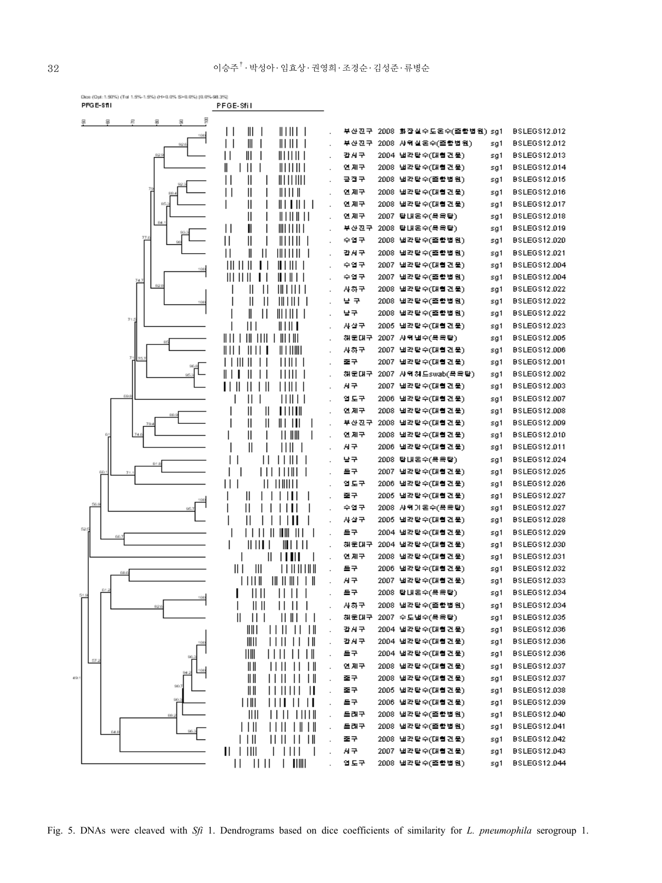Dice (Opt: 1.50%) (Tol 1.5%-1.5%) (H>0.0% S>0.0%) [0.0%-98.3%]

PFGE-SfiI

| Region | Year | Source | Serogroup | Pattern |
|---|---|---|---|---|
| 부산진구 | 2008 | 화장실수도온수(종합병원) | sg1 | BSLEGS12.012 |
| 부산진구 | 2008 | 샤워실온수(종합병원) | sg1 | BSLEGS12.012 |
| 강서구 | 2004 | 냉각탑수(대형건물) | sg1 | BSLEGS12.013 |
| 연제구 | 2008 | 냉각탑수(대형건물) | sg1 | BSLEGS12.014 |
| 금정구 | 2008 | 냉각탑수(종합병원) | sg1 | BSLEGS12.015 |
| 연제구 | 2008 | 냉각탑수(대형건물) | sg1 | BSLEGS12.016 |
| 연제구 | 2008 | 냉각탑수(대형건물) | sg1 | BSLEGS12.017 |
| 연제구 | 2007 | 탕내온수(목욕탕) | sg1 | BSLEGS12.018 |
| 부산진구 | 2008 | 탕내온수(목욕탕) | sg1 | BSLEGS12.019 |
| 수영구 | 2008 | 냉각탑수(종합병원) | sg1 | BSLEGS12.020 |
| 강서구 | 2008 | 냉각탑수(종합병원) | sg1 | BSLEGS12.021 |
| 수영구 | 2007 | 냉각탑수(대형건물) | sg1 | BSLEGS12.004 |
| 수영구 | 2007 | 냉각탑수(종합병원) | sg1 | BSLEGS12.004 |
| 사하구 | 2008 | 냉각탑수(대형건물) | sg1 | BSLEGS12.022 |
| 남 구 | 2008 | 냉각탑수(종합병원) | sg1 | BSLEGS12.022 |
| 남구 | 2008 | 냉각탑수(종합병원) | sg1 | BSLEGS12.022 |
| 사상구 | 2005 | 냉각탑수(대형건물) | sg1 | BSLEGS12.023 |
| 해운대구 | 2007 | 샤워냉수(목욕탕) | sg1 | BSLEGS12.005 |
| 사하구 | 2007 | 냉각탑수(대형건물) | sg1 | BSLEGS12.006 |
| 중구 | 2007 | 냉각탑수(대형건물) | sg1 | BSLEGS12.001 |
| 해운대구 | 2007 | 샤워헤드swab(목욕탕) | sg1 | BSLEGS12.002 |
| 서구 | 2007 | 냉각탑수(대형건물) | sg1 | BSLEGS12.003 |
| 영도구 | 2006 | 냉각탑수(대형건물) | sg1 | BSLEGS12.007 |
| 연제구 | 2008 | 냉각탑수(대형건물) | sg1 | BSLEGS12.008 |
| 부산진구 | 2008 | 냉각탑수(대형건물) | sg1 | BSLEGS12.009 |
| 연제구 | 2008 | 냉각탑수(대형건물) | sg1 | BSLEGS12.010 |
| 서구 | 2006 | 냉각탑수(대형건물) | sg1 | BSLEGS12.011 |
| 남구 | 2008 | 탕내온수(목욕탕) | sg1 | BSLEGS12.024 |
| 동구 | 2007 | 냉각탑수(대형건물) | sg1 | BSLEGS12.025 |
| 영도구 | 2006 | 냉각탑수(대형건물) | sg1 | BSLEGS12.026 |
| 중구 | 2005 | 냉각탑수(대형건물) | sg1 | BSLEGS12.027 |
| 수영구 | 2008 | 샤워기온수(목욕탕) | sg1 | BSLEGS12.027 |
| 사상구 | 2005 | 냉각탑수(대형건물) | sg1 | BSLEGS12.028 |
| 동구 | 2004 | 냉각탑수(대형건물) | sg1 | BSLEGS12.029 |
| 해운대구 | 2004 | 냉각탑수(대형건물) | sg1 | BSLEGS12.030 |
| 연제구 | 2008 | 냉각탑수(대형건물) | sg1 | BSLEGS12.031 |
| 동구 | 2006 | 냉각탑수(대형건물) | sg1 | BSLEGS12.032 |
| 서구 | 2007 | 냉각탑수(대형건물) | sg1 | BSLEGS12.033 |
| 동구 | 2008 | 탕내온수(목욕탕) | sg1 | BSLEGS12.034 |
| 사하구 | 2008 | 냉각탑수(종합병원) | sg1 | BSLEGS12.034 |
| 해운대구 | 2007 | 수도냉수(목욕탕) | sg1 | BSLEGS12.035 |
| 강서구 | 2004 | 냉각탑수(대형건물) | sg1 | BSLEGS12.036 |
| 강서구 | 2004 | 냉각탑수(대형건물) | sg1 | BSLEGS12.036 |
| 동구 | 2004 | 냉각탑수(대형건물) | sg1 | BSLEGS12.036 |
| 연제구 | 2008 | 냉각탑수(대형건물) | sg1 | BSLEGS12.037 |
| 중구 | 2008 | 냉각탑수(대형건물) | sg1 | BSLEGS12.037 |
| 중구 | 2005 | 냉각탑수(대형건물) | sg1 | BSLEGS12.038 |
| 동구 | 2006 | 냉각탑수(대형건물) | sg1 | BSLEGS12.039 |
| 동래구 | 2008 | 냉각탑수(종합병원) | sg1 | BSLEGS12.040 |
| 동래구 | 2008 | 냉각탑수(종합병원) | sg1 | BSLEGS12.041 |
| 중구 | 2008 | 냉각탑수(대형건물) | sg1 | BSLEGS12.042 |
| 서구 | 2007 | 냉각탑수(대형건물) | sg1 | BSLEGS12.043 |
| 영도구 | 2008 | 냉각탑수(종합병원) | sg1 | BSLEGS12.044 |

Fig. 5. DNAs were cleaved with *Sfi* 1. Dendrograms based on dice coefficients of similarity for *L. pneumophila* serogroup 1.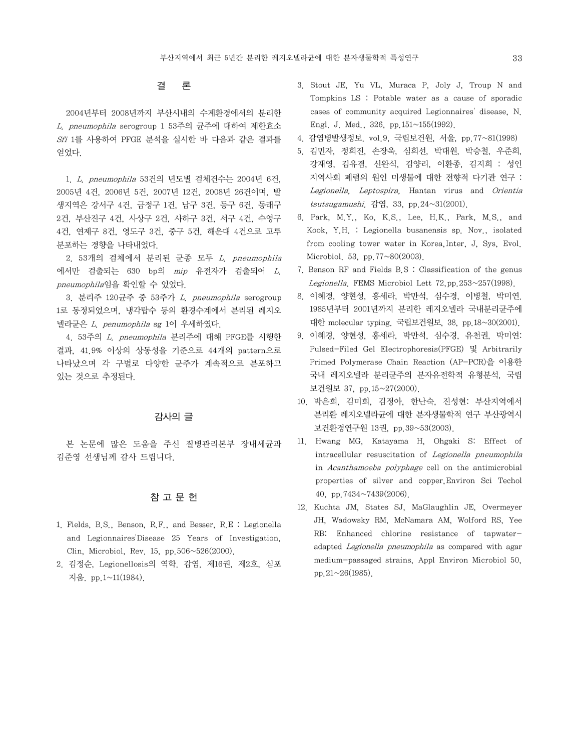## 결　론

2004년부터 2008년까지 부산시내의 수계환경에서의 분리한 *L. pneumophila* serogroup 1 53주의 균주에 대하여 제한효소 *Sfi* 1를 사용하여 PFGE 분석을 실시한 바 다음과 같은 결과를 얻었다.

1. *L. pneumophila* 53건의 년도별 검체건수는 2004년 6건, 2005년 4건, 2006년 5건, 2007년 12건, 2008년 26건이며, 발생지역은 강서구 4건, 금정구 1건, 남구 3건, 동구 6건, 동래구 2건, 부산진구 4건, 사상구 2건, 사하구 3건, 서구 4건, 수영구 4건, 연제구 8건, 영도구 3건, 중구 5건, 해운대 4건으로 고루 분포하는 경향을 나타내었다.
2. 53개의 검체에서 분리된 균종 모두 *L. pneumophila* 에서만 검출되는 630 bp의 *mip* 유전자가 검출되어 *L. pneumophila*임을 확인할 수 있었다.
3. 분리주 120균주 중 53주가 *L. pneumophila* serogroup 1로 동정되었으며, 냉각탑수 등의 환경수계에서 분리된 레지오넬라균은 *L. penumophila* sg 1이 우세하였다.
4. 53주의 *L. pneumophila* 분리주에 대해 PFGE를 시행한 결과, 41.9% 이상의 상동성을 기준으로 44개의 pattern으로 나타났으며 각 구별로 다양한 균주가 계속적으로 분포하고 있는 것으로 추정된다.

## 감사의 글

본 논문에 많은 도움을 주신 질병관리본부 장내세균과 김준영 선생님께 감사 드립니다.

## 참 고 문 헌

1. Fields, B.S., Benson, R.F., and Besser, R.E : Legionella and Legionnaires'Disease 25 Years of Investigation, Clin, Microbiol, Rev. 15, pp.506~526(2000).
2. 김정순, Legionellosis의 역학. 감염. 제16권, 제2호, 심포지움. pp.1~11(1984).
3. Stout JE, Yu VL, Muraca P, Joly J, Troup N and Tompkins LS : Potable water as a cause of sporadic cases of community acquired Legionnaires' disease, N. Engl. J. Med., 326, pp.151~155(1992).
4. 감염병발생정보. vol.9, 국립보건원, 서울, pp.77~81(1998)
5. 김민자, 정희진, 손장욱, 심희선, 박대원, 박승철, 우준희, 강재영, 김유겸, 신완식, 김양리, 이환종, 김지희 : 성인 지역사회 폐렴의 원인 미생물에 대한 전향적 다기관 연구 : *Legionella, Leptospira,* Hantan virus and *Orientia tsutsugamushi*. 감염, 33, pp.24~31(2001).
6. Park, M.Y., Ko, K.S., Lee, H.K., Park, M.S., and Kook, Y.H. : Legionella busanensis sp. Nov., isolated from cooling tower water in Korea.Inter, J, Sys, Evol. Microbiol. 53, pp.77~80(2003).
7. Benson RF and Fields B.S : Classification of the genus *Legionella*. FEMS Microbiol Lett 72,pp.253~257(1998).
8. 이혜경, 양현성, 홍세라, 박만석, 심수경, 이병철, 박미연. 1985년부터 2001년까지 분리한 레지오넬라 국내분리균주에 대한 molecular typing. 국립보건원보, 38, pp.18~30(2001).
9. 이혜경, 양현성, 홍세라, 박만석, 심수경, 유천권, 박미연: Pulsed-Filed Gel Electrophoresis(PFGE) 및 Arbitrarily Primed Polymerase Chain Reaction (AP-PCR)을 이용한 국내 레지오넬라 분리균주의 분자유전학적 유형분석, 국립보건원보 37, pp.15~27(2000).
10. 박은희, 김미희, 김정아, 한난숙, 진성현: 부산지역에서 분리환 레지오넬라균에 대한 분자생물학적 연구 부산광역시 보건환경연구원 13권, pp.39~53(2003).
11. Hwang MG, Katayama H, Ohgaki S: Effect of intracellular resuscitation of *Legionella pneumophila* in *Acanthamoeba polyphage* cell on the antimicrobial properties of silver and copper,Environ Sci Techol 40, pp.7434~7439(2006).
12. Kuchta JM, States SJ, MaGlaughlin JE, Overmeyer JH, Wadowsky RM, McNamara AM, Wolford RS, Yee RB: Enhanced chlorine resistance of tapwater-adapted *Legionella pneumophila* as compared with agar medium-passaged strains, Appl Environ Microbiol 50, pp.21~26(1985).